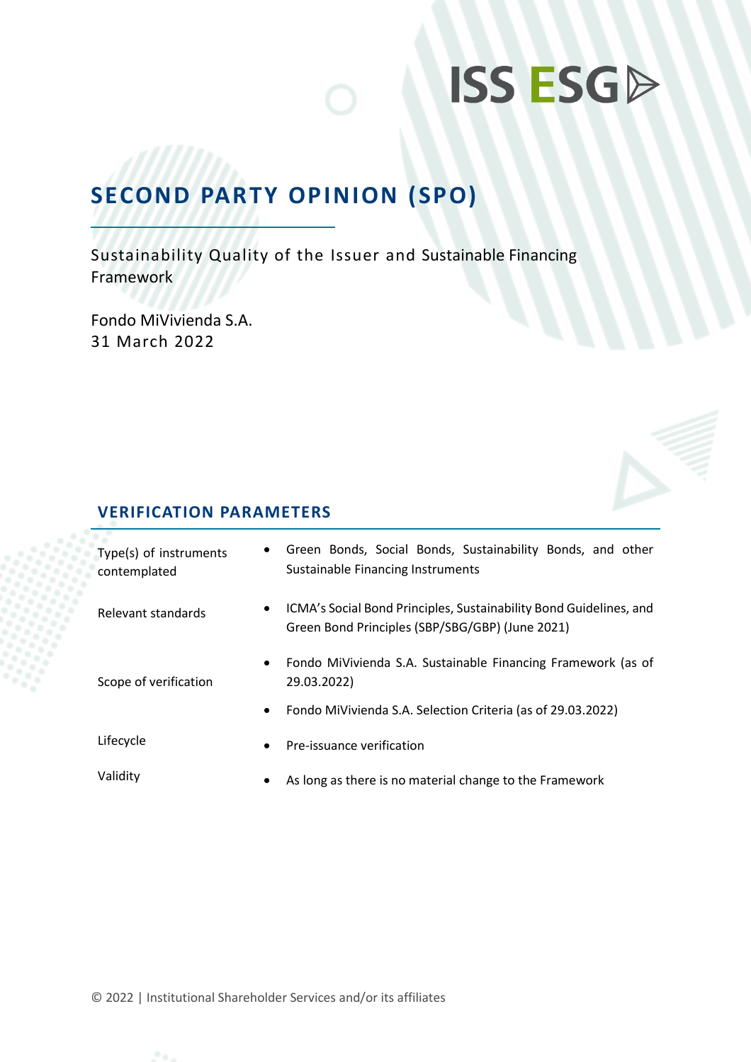ISS ESG

# SECOND PARTY OPINION (SPO)

Sustainability Quality of the Issuer and Sustainable Financing Framework

Fondo MiVivienda S.A.
31 March 2022

## VERIFICATION PARAMETERS

| | |
|---|---|
| Type(s) of instruments contemplated | • Green Bonds, Social Bonds, Sustainability Bonds, and other Sustainable Financing Instruments |
| Relevant standards | • ICMA's Social Bond Principles, Sustainability Bond Guidelines, and Green Bond Principles (SBP/SBG/GBP) (June 2021) |
| Scope of verification | • Fondo MiVivienda S.A. Sustainable Financing Framework (as of 29.03.2022)<br>• Fondo MiVivienda S.A. Selection Criteria (as of 29.03.2022) |
| Lifecycle | • Pre-issuance verification |
| Validity | • As long as there is no material change to the Framework |

© 2022 | Institutional Shareholder Services and/or its affiliates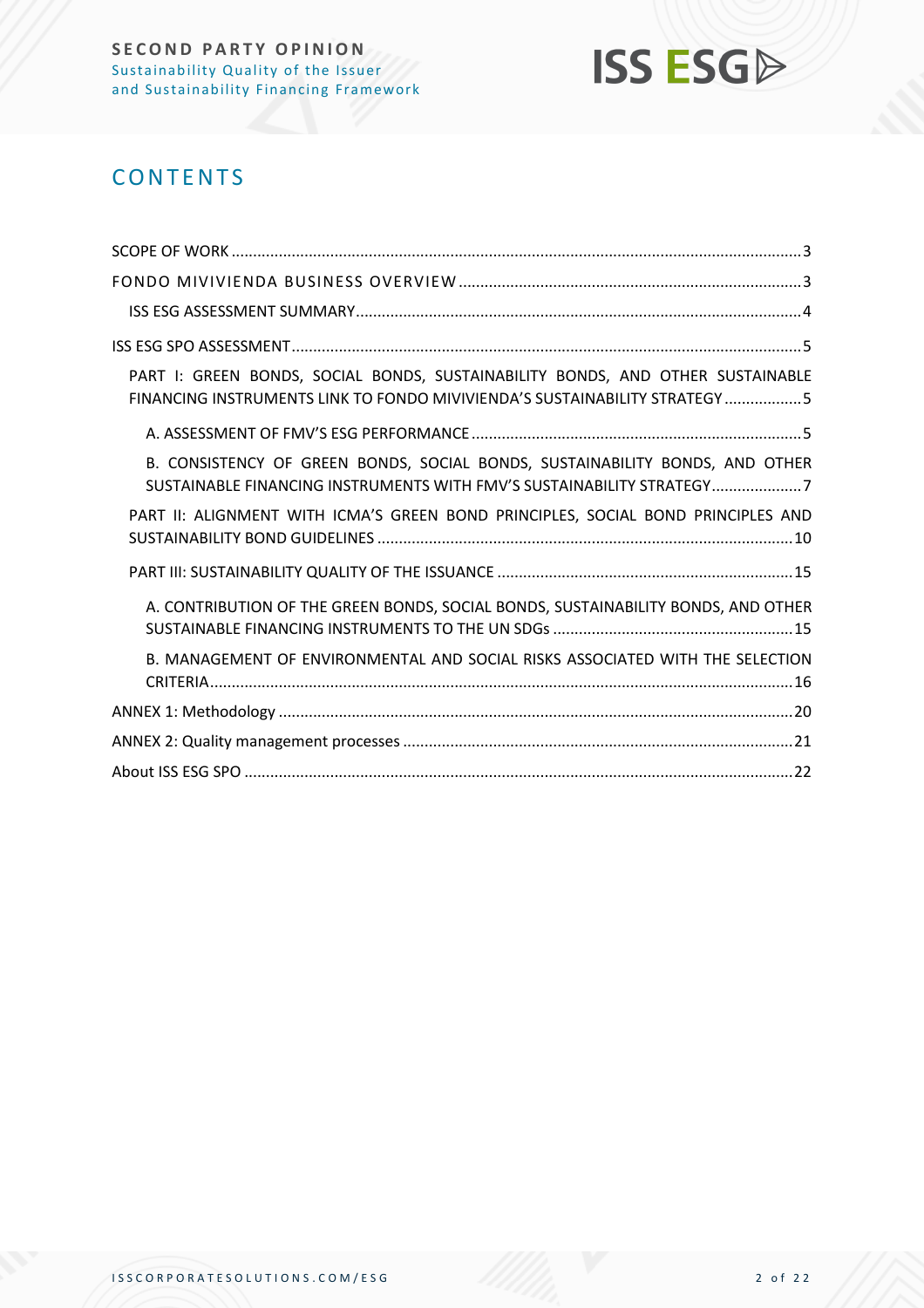# CONTENTS

SCOPE OF WORK ..... 3

FONDO MIVIVIENDA BUSINESS OVERVIEW ..... 3

ISS ESG ASSESSMENT SUMMARY ..... 4

ISS ESG SPO ASSESSMENT ..... 5

PART I: GREEN BONDS, SOCIAL BONDS, SUSTAINABILITY BONDS, AND OTHER SUSTAINABLE FINANCING INSTRUMENTS LINK TO FONDO MIVIVIENDA'S SUSTAINABILITY STRATEGY ..... 5

A. ASSESSMENT OF FMV'S ESG PERFORMANCE ..... 5

B. CONSISTENCY OF GREEN BONDS, SOCIAL BONDS, SUSTAINABILITY BONDS, AND OTHER SUSTAINABLE FINANCING INSTRUMENTS WITH FMV'S SUSTAINABILITY STRATEGY ..... 7

PART II: ALIGNMENT WITH ICMA'S GREEN BOND PRINCIPLES, SOCIAL BOND PRINCIPLES AND SUSTAINABILITY BOND GUIDELINES ..... 10

PART III: SUSTAINABILITY QUALITY OF THE ISSUANCE ..... 15

A. CONTRIBUTION OF THE GREEN BONDS, SOCIAL BONDS, SUSTAINABILITY BONDS, AND OTHER SUSTAINABLE FINANCING INSTRUMENTS TO THE UN SDGs ..... 15

B. MANAGEMENT OF ENVIRONMENTAL AND SOCIAL RISKS ASSOCIATED WITH THE SELECTION CRITERIA ..... 16

ANNEX 1: Methodology ..... 20

ANNEX 2: Quality management processes ..... 21

About ISS ESG SPO ..... 22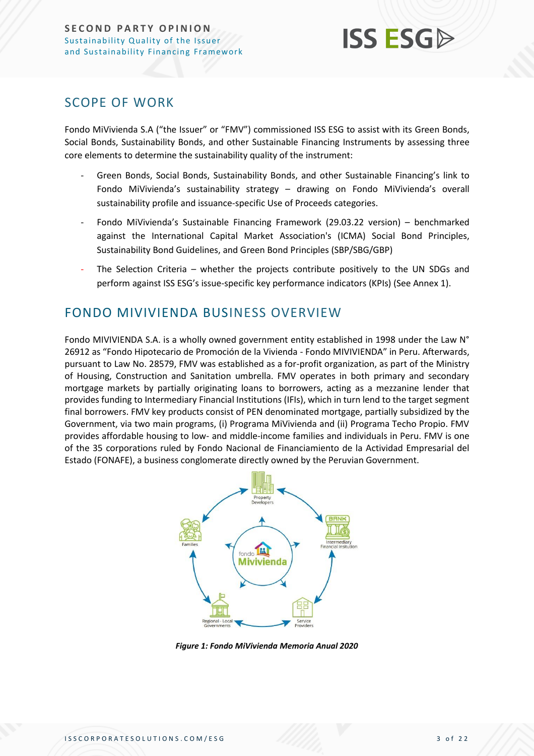## SCOPE OF WORK

Fondo MiVivienda S.A ("the Issuer" or "FMV") commissioned ISS ESG to assist with its Green Bonds, Social Bonds, Sustainability Bonds, and other Sustainable Financing Instruments by assessing three core elements to determine the sustainability quality of the instrument:

- Green Bonds, Social Bonds, Sustainability Bonds, and other Sustainable Financing's link to Fondo MiVivienda's sustainability strategy – drawing on Fondo MiVivienda's overall sustainability profile and issuance-specific Use of Proceeds categories.
- Fondo MiVivienda's Sustainable Financing Framework (29.03.22 version) – benchmarked against the International Capital Market Association's (ICMA) Social Bond Principles, Sustainability Bond Guidelines, and Green Bond Principles (SBP/SBG/GBP)
- The Selection Criteria – whether the projects contribute positively to the UN SDGs and perform against ISS ESG's issue-specific key performance indicators (KPIs) (See Annex 1).

## FONDO MIVIVIENDA BUSINESS OVERVIEW

Fondo MIVIVIENDA S.A. is a wholly owned government entity established in 1998 under the Law N° 26912 as "Fondo Hipotecario de Promoción de la Vivienda - Fondo MIVIVIENDA" in Peru. Afterwards, pursuant to Law No. 28579, FMV was established as a for-profit organization, as part of the Ministry of Housing, Construction and Sanitation umbrella. FMV operates in both primary and secondary mortgage markets by partially originating loans to borrowers, acting as a mezzanine lender that provides funding to Intermediary Financial Institutions (IFIs), which in turn lend to the target segment final borrowers. FMV key products consist of PEN denominated mortgage, partially subsidized by the Government, via two main programs, (i) Programa MiVivienda and (ii) Programa Techo Propio. FMV provides affordable housing to low- and middle-income families and individuals in Peru. FMV is one of the 35 corporations ruled by Fondo Nacional de Financiamiento de la Actividad Empresarial del Estado (FONAFE), a business conglomerate directly owned by the Peruvian Government.

***Figure 1: Fondo MiVivienda Memoria Anual 2020***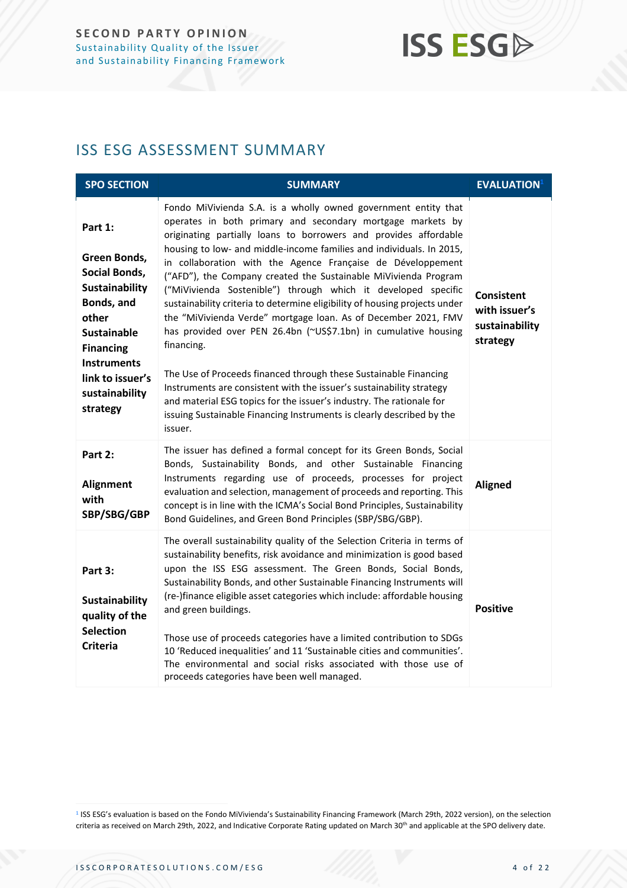## ISS ESG ASSESSMENT SUMMARY

| SPO SECTION | SUMMARY | EVALUATION[1] |
|---|---|---|
| **Part 1:**<br><br>**Green Bonds, Social Bonds, Sustainability Bonds, and other Sustainable Financing Instruments link to issuer's sustainability strategy** | Fondo MiVivienda S.A. is a wholly owned government entity that operates in both primary and secondary mortgage markets by originating partially loans to borrowers and provides affordable housing to low- and middle-income families and individuals. In 2015, in collaboration with the Agence Française de Développement ("AFD"), the Company created the Sustainable MiVivienda Program ("MiVivienda Sostenible") through which it developed specific sustainability criteria to determine eligibility of housing projects under the "MiVivienda Verde" mortgage loan. As of December 2021, FMV has provided over PEN 26.4bn (~US$7.1bn) in cumulative housing financing.<br><br>The Use of Proceeds financed through these Sustainable Financing Instruments are consistent with the issuer's sustainability strategy and material ESG topics for the issuer's industry. The rationale for issuing Sustainable Financing Instruments is clearly described by the issuer. | **Consistent with issuer's sustainability strategy** |
| **Part 2:**<br><br>**Alignment with SBP/SBG/GBP** | The issuer has defined a formal concept for its Green Bonds, Social Bonds, Sustainability Bonds, and other Sustainable Financing Instruments regarding use of proceeds, processes for project evaluation and selection, management of proceeds and reporting. This concept is in line with the ICMA's Social Bond Principles, Sustainability Bond Guidelines, and Green Bond Principles (SBP/SBG/GBP). | **Aligned** |
| **Part 3:**<br><br>**Sustainability quality of the Selection Criteria** | The overall sustainability quality of the Selection Criteria in terms of sustainability benefits, risk avoidance and minimization is good based upon the ISS ESG assessment. The Green Bonds, Social Bonds, Sustainability Bonds, and other Sustainable Financing Instruments will (re-)finance eligible asset categories which include: affordable housing and green buildings.<br><br>Those use of proceeds categories have a limited contribution to SDGs 10 'Reduced inequalities' and 11 'Sustainable cities and communities'. The environmental and social risks associated with those use of proceeds categories have been well managed. | **Positive** |

[1] ISS ESG's evaluation is based on the Fondo MiVivienda's Sustainability Financing Framework (March 29th, 2022 version), on the selection criteria as received on March 29th, 2022, and Indicative Corporate Rating updated on March 30th and applicable at the SPO delivery date.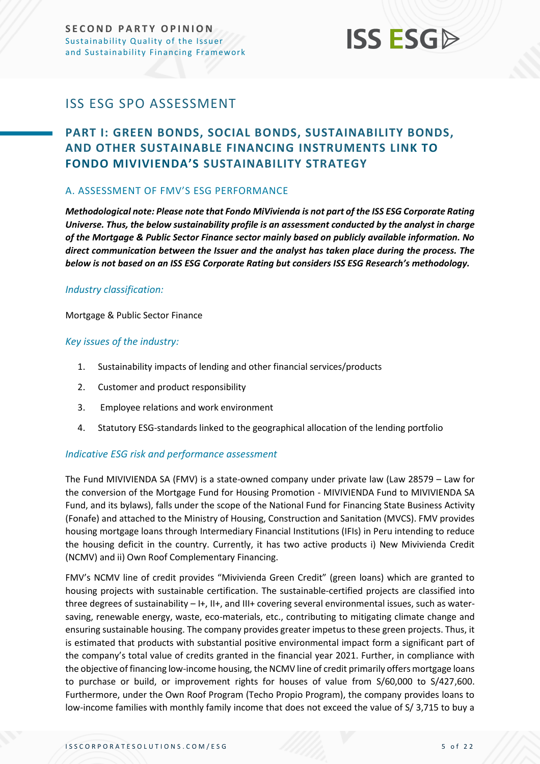# ISS ESG SPO ASSESSMENT

## PART I: GREEN BONDS, SOCIAL BONDS, SUSTAINABILITY BONDS, AND OTHER SUSTAINABLE FINANCING INSTRUMENTS LINK TO FONDO MIVIVIENDA'S SUSTAINABILITY STRATEGY

### A. ASSESSMENT OF FMV'S ESG PERFORMANCE

***Methodological note: Please note that Fondo MiVivienda is not part of the ISS ESG Corporate Rating Universe. Thus, the below sustainability profile is an assessment conducted by the analyst in charge of the Mortgage & Public Sector Finance sector mainly based on publicly available information. No direct communication between the Issuer and the analyst has taken place during the process. The below is not based on an ISS ESG Corporate Rating but considers ISS ESG Research's methodology.***

*Industry classification:*

Mortgage & Public Sector Finance

*Key issues of the industry:*

1. Sustainability impacts of lending and other financial services/products
2. Customer and product responsibility
3. Employee relations and work environment
4. Statutory ESG-standards linked to the geographical allocation of the lending portfolio

*Indicative ESG risk and performance assessment*

The Fund MIVIVIENDA SA (FMV) is a state-owned company under private law (Law 28579 – Law for the conversion of the Mortgage Fund for Housing Promotion - MIVIVIENDA Fund to MIVIVIENDA SA Fund, and its bylaws), falls under the scope of the National Fund for Financing State Business Activity (Fonafe) and attached to the Ministry of Housing, Construction and Sanitation (MVCS). FMV provides housing mortgage loans through Intermediary Financial Institutions (IFIs) in Peru intending to reduce the housing deficit in the country. Currently, it has two active products i) New Mivivienda Credit (NCMV) and ii) Own Roof Complementary Financing.

FMV's NCMV line of credit provides "Mivivienda Green Credit" (green loans) which are granted to housing projects with sustainable certification. The sustainable-certified projects are classified into three degrees of sustainability – I+, II+, and III+ covering several environmental issues, such as water-saving, renewable energy, waste, eco-materials, etc., contributing to mitigating climate change and ensuring sustainable housing. The company provides greater impetus to these green projects. Thus, it is estimated that products with substantial positive environmental impact form a significant part of the company's total value of credits granted in the financial year 2021. Further, in compliance with the objective of financing low-income housing, the NCMV line of credit primarily offers mortgage loans to purchase or build, or improvement rights for houses of value from S/60,000 to S/427,600. Furthermore, under the Own Roof Program (Techo Propio Program), the company provides loans to low-income families with monthly family income that does not exceed the value of S/ 3,715 to buy a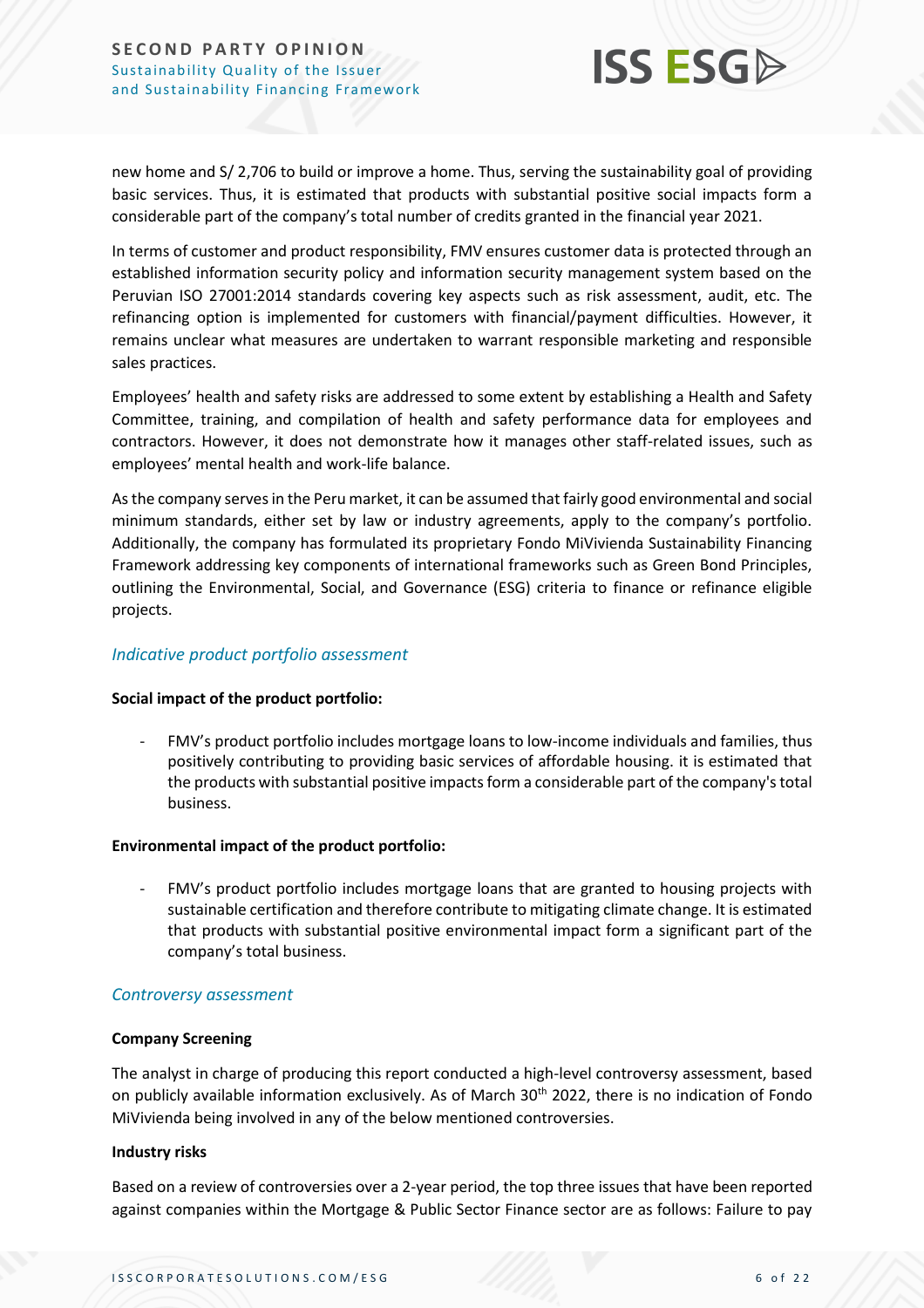new home and S/ 2,706 to build or improve a home. Thus, serving the sustainability goal of providing basic services. Thus, it is estimated that products with substantial positive social impacts form a considerable part of the company's total number of credits granted in the financial year 2021.

In terms of customer and product responsibility, FMV ensures customer data is protected through an established information security policy and information security management system based on the Peruvian ISO 27001:2014 standards covering key aspects such as risk assessment, audit, etc. The refinancing option is implemented for customers with financial/payment difficulties. However, it remains unclear what measures are undertaken to warrant responsible marketing and responsible sales practices.

Employees' health and safety risks are addressed to some extent by establishing a Health and Safety Committee, training, and compilation of health and safety performance data for employees and contractors. However, it does not demonstrate how it manages other staff-related issues, such as employees' mental health and work-life balance.

As the company serves in the Peru market, it can be assumed that fairly good environmental and social minimum standards, either set by law or industry agreements, apply to the company's portfolio. Additionally, the company has formulated its proprietary Fondo MiVivienda Sustainability Financing Framework addressing key components of international frameworks such as Green Bond Principles, outlining the Environmental, Social, and Governance (ESG) criteria to finance or refinance eligible projects.

### *Indicative product portfolio assessment*

**Social impact of the product portfolio:**

- FMV's product portfolio includes mortgage loans to low-income individuals and families, thus positively contributing to providing basic services of affordable housing. it is estimated that the products with substantial positive impacts form a considerable part of the company's total business.

**Environmental impact of the product portfolio:**

- FMV's product portfolio includes mortgage loans that are granted to housing projects with sustainable certification and therefore contribute to mitigating climate change. It is estimated that products with substantial positive environmental impact form a significant part of the company's total business.

### *Controversy assessment*

**Company Screening**

The analyst in charge of producing this report conducted a high-level controversy assessment, based on publicly available information exclusively. As of March 30th 2022, there is no indication of Fondo MiVivienda being involved in any of the below mentioned controversies.

**Industry risks**

Based on a review of controversies over a 2-year period, the top three issues that have been reported against companies within the Mortgage & Public Sector Finance sector are as follows: Failure to pay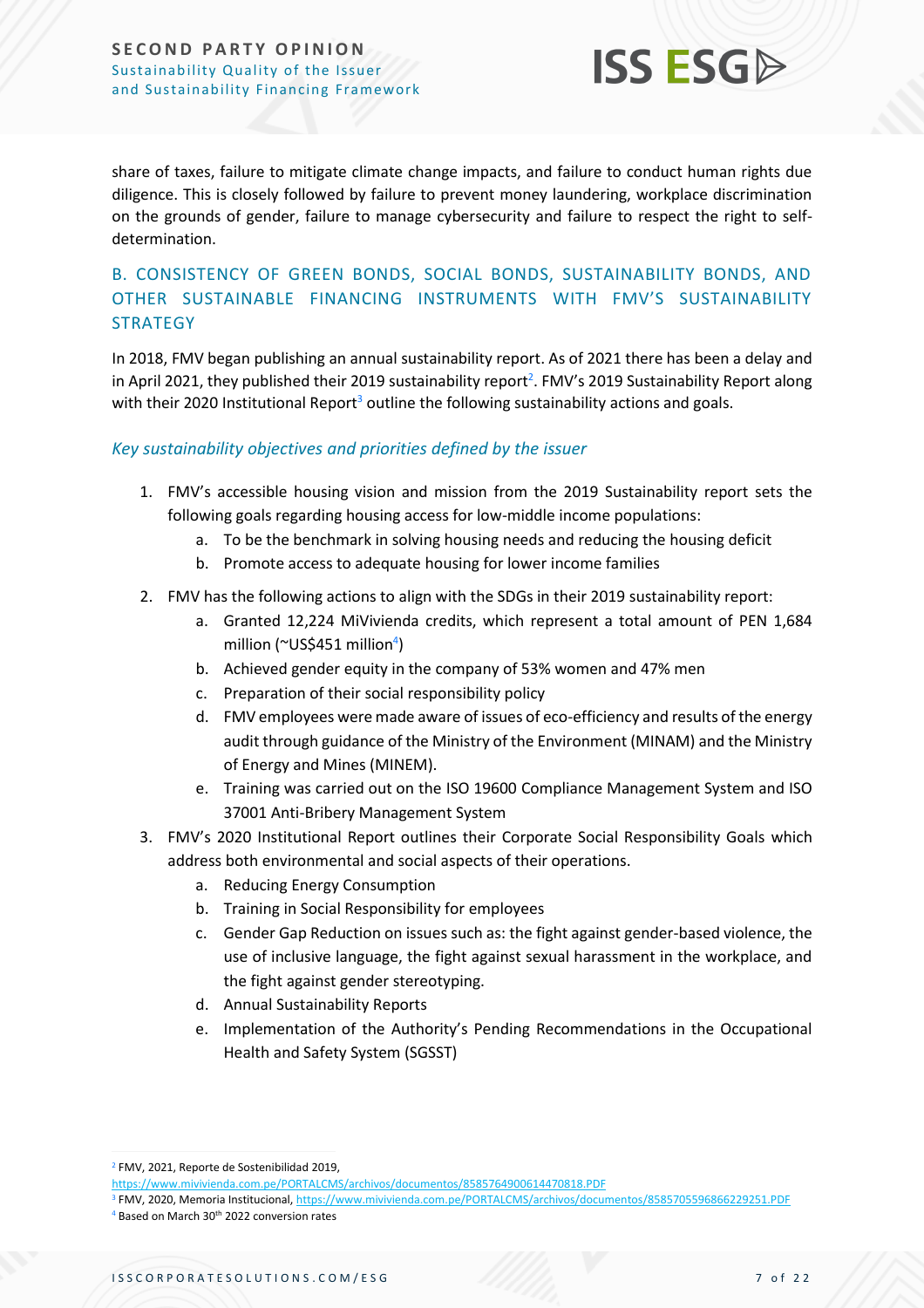share of taxes, failure to mitigate climate change impacts, and failure to conduct human rights due diligence. This is closely followed by failure to prevent money laundering, workplace discrimination on the grounds of gender, failure to manage cybersecurity and failure to respect the right to self-determination.

## B. CONSISTENCY OF GREEN BONDS, SOCIAL BONDS, SUSTAINABILITY BONDS, AND OTHER SUSTAINABLE FINANCING INSTRUMENTS WITH FMV'S SUSTAINABILITY STRATEGY

In 2018, FMV began publishing an annual sustainability report. As of 2021 there has been a delay and in April 2021, they published their 2019 sustainability report[2]. FMV's 2019 Sustainability Report along with their 2020 Institutional Report[3] outline the following sustainability actions and goals.

### *Key sustainability objectives and priorities defined by the issuer*

1. FMV's accessible housing vision and mission from the 2019 Sustainability report sets the following goals regarding housing access for low-middle income populations:
   a. To be the benchmark in solving housing needs and reducing the housing deficit
   b. Promote access to adequate housing for lower income families
2. FMV has the following actions to align with the SDGs in their 2019 sustainability report:
   a. Granted 12,224 MiVivienda credits, which represent a total amount of PEN 1,684 million (~US$451 million[4])
   b. Achieved gender equity in the company of 53% women and 47% men
   c. Preparation of their social responsibility policy
   d. FMV employees were made aware of issues of eco-efficiency and results of the energy audit through guidance of the Ministry of the Environment (MINAM) and the Ministry of Energy and Mines (MINEM).
   e. Training was carried out on the ISO 19600 Compliance Management System and ISO 37001 Anti-Bribery Management System
3. FMV's 2020 Institutional Report outlines their Corporate Social Responsibility Goals which address both environmental and social aspects of their operations.
   a. Reducing Energy Consumption
   b. Training in Social Responsibility for employees
   c. Gender Gap Reduction on issues such as: the fight against gender-based violence, the use of inclusive language, the fight against sexual harassment in the workplace, and the fight against gender stereotyping.
   d. Annual Sustainability Reports
   e. Implementation of the Authority's Pending Recommendations in the Occupational Health and Safety System (SGSST)

---

[2] FMV, 2021, Reporte de Sostenibilidad 2019, https://www.mivivienda.com.pe/PORTALCMS/archivos/documentos/8585764900614470818.PDF

[3] FMV, 2020, Memoria Institucional, https://www.mivivienda.com.pe/PORTALCMS/archivos/documentos/8585705596866229251.PDF

[4] Based on March 30th 2022 conversion rates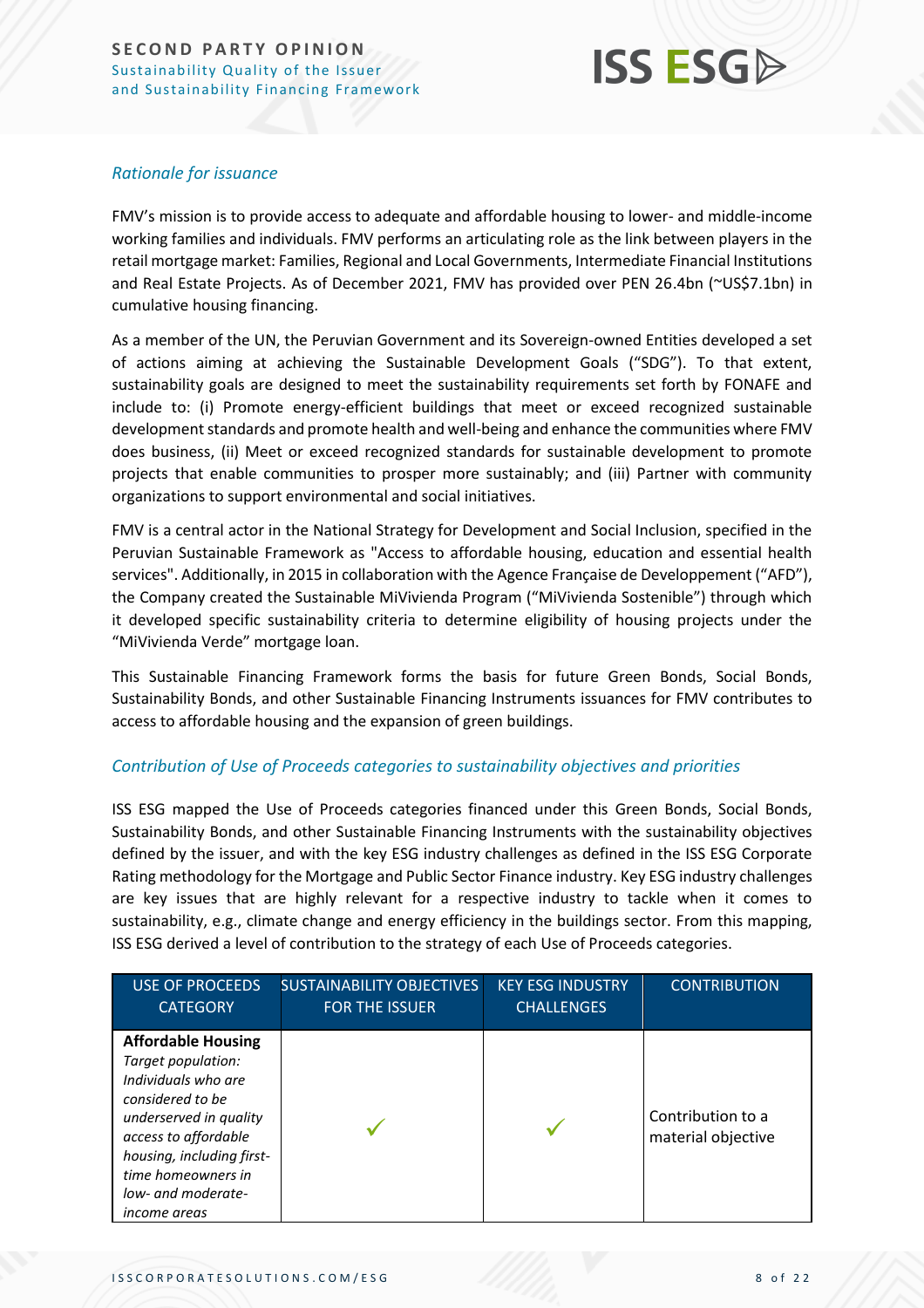### *Rationale for issuance*

FMV's mission is to provide access to adequate and affordable housing to lower- and middle-income working families and individuals. FMV performs an articulating role as the link between players in the retail mortgage market: Families, Regional and Local Governments, Intermediate Financial Institutions and Real Estate Projects. As of December 2021, FMV has provided over PEN 26.4bn (~US$7.1bn) in cumulative housing financing.

As a member of the UN, the Peruvian Government and its Sovereign-owned Entities developed a set of actions aiming at achieving the Sustainable Development Goals ("SDG"). To that extent, sustainability goals are designed to meet the sustainability requirements set forth by FONAFE and include to: (i) Promote energy-efficient buildings that meet or exceed recognized sustainable development standards and promote health and well-being and enhance the communities where FMV does business, (ii) Meet or exceed recognized standards for sustainable development to promote projects that enable communities to prosper more sustainably; and (iii) Partner with community organizations to support environmental and social initiatives.

FMV is a central actor in the National Strategy for Development and Social Inclusion, specified in the Peruvian Sustainable Framework as "Access to affordable housing, education and essential health services". Additionally, in 2015 in collaboration with the Agence Française de Developpement ("AFD"), the Company created the Sustainable MiVivienda Program ("MiVivienda Sostenible") through which it developed specific sustainability criteria to determine eligibility of housing projects under the "MiVivienda Verde" mortgage loan.

This Sustainable Financing Framework forms the basis for future Green Bonds, Social Bonds, Sustainability Bonds, and other Sustainable Financing Instruments issuances for FMV contributes to access to affordable housing and the expansion of green buildings.

### *Contribution of Use of Proceeds categories to sustainability objectives and priorities*

ISS ESG mapped the Use of Proceeds categories financed under this Green Bonds, Social Bonds, Sustainability Bonds, and other Sustainable Financing Instruments with the sustainability objectives defined by the issuer, and with the key ESG industry challenges as defined in the ISS ESG Corporate Rating methodology for the Mortgage and Public Sector Finance industry. Key ESG industry challenges are key issues that are highly relevant for a respective industry to tackle when it comes to sustainability, e.g., climate change and energy efficiency in the buildings sector. From this mapping, ISS ESG derived a level of contribution to the strategy of each Use of Proceeds categories.

| USE OF PROCEEDS CATEGORY | SUSTAINABILITY OBJECTIVES FOR THE ISSUER | KEY ESG INDUSTRY CHALLENGES | CONTRIBUTION |
|---|---|---|---|
| **Affordable Housing** *Target population: Individuals who are considered to be underserved in quality access to affordable housing, including first-time homeowners in low- and moderate-income areas* | ✓ | ✓ | Contribution to a material objective |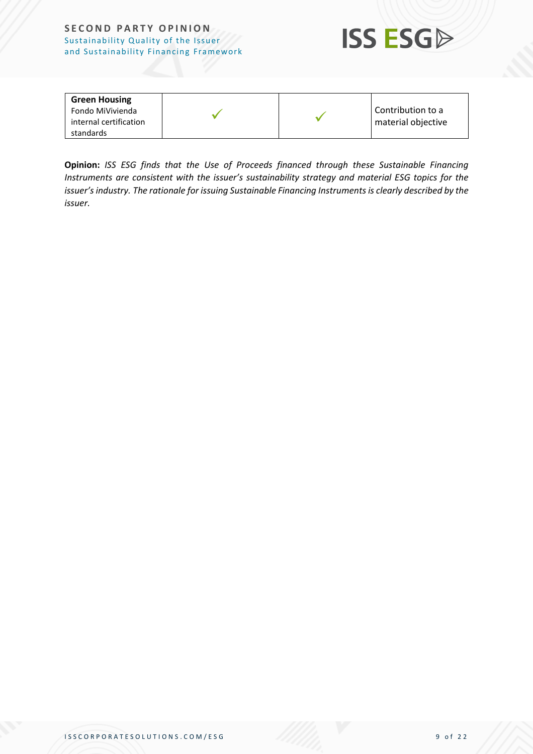| | | | |
|---|---|---|---|
| **Green Housing** Fondo MiVivienda internal certification standards | ✓ | ✓ | Contribution to a material objective |

**Opinion:** *ISS ESG finds that the Use of Proceeds financed through these Sustainable Financing Instruments are consistent with the issuer's sustainability strategy and material ESG topics for the issuer's industry. The rationale for issuing Sustainable Financing Instruments is clearly described by the issuer.*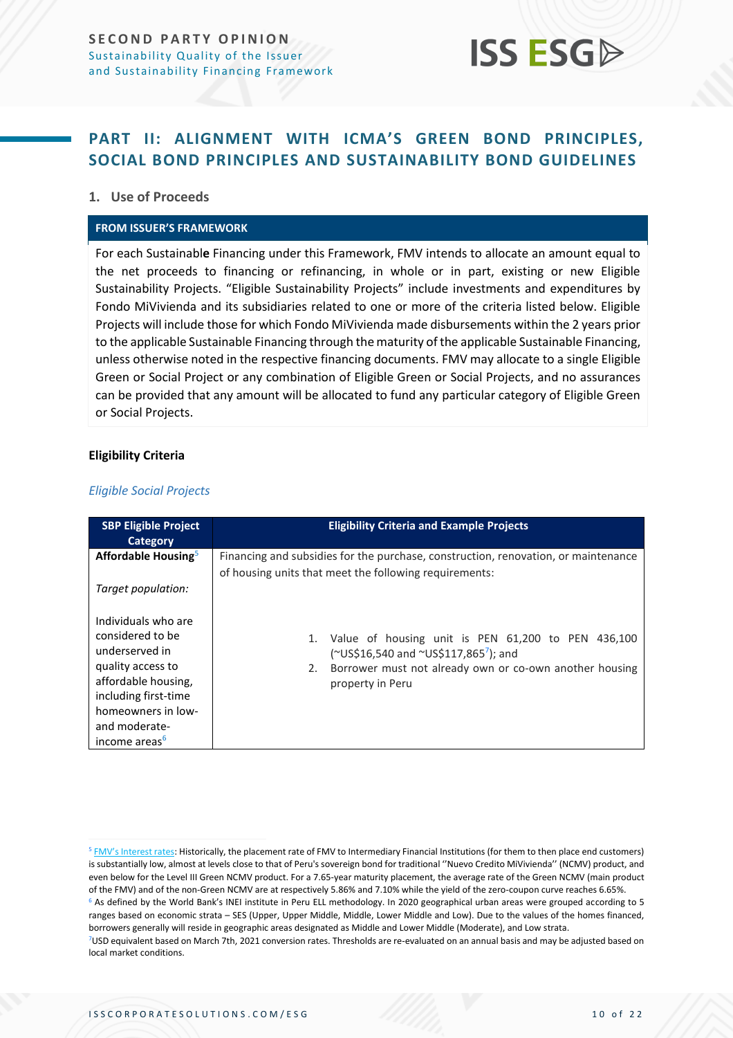## PART II: ALIGNMENT WITH ICMA'S GREEN BOND PRINCIPLES, SOCIAL BOND PRINCIPLES AND SUSTAINABILITY BOND GUIDELINES

### 1. Use of Proceeds

**FROM ISSUER'S FRAMEWORK**

For each Sustainable Financing under this Framework, FMV intends to allocate an amount equal to the net proceeds to financing or refinancing, in whole or in part, existing or new Eligible Sustainability Projects. "Eligible Sustainability Projects" include investments and expenditures by Fondo MiVivienda and its subsidiaries related to one or more of the criteria listed below. Eligible Projects will include those for which Fondo MiVivienda made disbursements within the 2 years prior to the applicable Sustainable Financing through the maturity of the applicable Sustainable Financing, unless otherwise noted in the respective financing documents. FMV may allocate to a single Eligible Green or Social Project or any combination of Eligible Green or Social Projects, and no assurances can be provided that any amount will be allocated to fund any particular category of Eligible Green or Social Projects.

**Eligibility Criteria**

*Eligible Social Projects*

| SBP Eligible Project Category | Eligibility Criteria and Example Projects |
|---|---|
| **Affordable Housing**[5]<br><br>*Target population:*<br><br>Individuals who are considered to be underserved in quality access to affordable housing, including first-time homeowners in low- and moderate-income areas[6] | Financing and subsidies for the purchase, construction, renovation, or maintenance of housing units that meet the following requirements:<br><br>1. Value of housing unit is PEN 61,200 to PEN 436,100 (~US$16,540 and ~US$117,865[7]); and<br>2. Borrower must not already own or co-own another housing property in Peru |

[5] FMV's Interest rates: Historically, the placement rate of FMV to Intermediary Financial Institutions (for them to then place end customers) is substantially low, almost at levels close to that of Peru's sovereign bond for traditional ''Nuevo Credito MiVivienda'' (NCMV) product, and even below for the Level III Green NCMV product. For a 7.65-year maturity placement, the average rate of the Green NCMV (main product of the FMV) and of the non-Green NCMV are at respectively 5.86% and 7.10% while the yield of the zero-coupon curve reaches 6.65%.

[6] As defined by the World Bank's INEI institute in Peru ELL methodology. In 2020 geographical urban areas were grouped according to 5 ranges based on economic strata – SES (Upper, Upper Middle, Middle, Lower Middle and Low). Due to the values of the homes financed, borrowers generally will reside in geographic areas designated as Middle and Lower Middle (Moderate), and Low strata.

[7] USD equivalent based on March 7th, 2021 conversion rates. Thresholds are re-evaluated on an annual basis and may be adjusted based on local market conditions.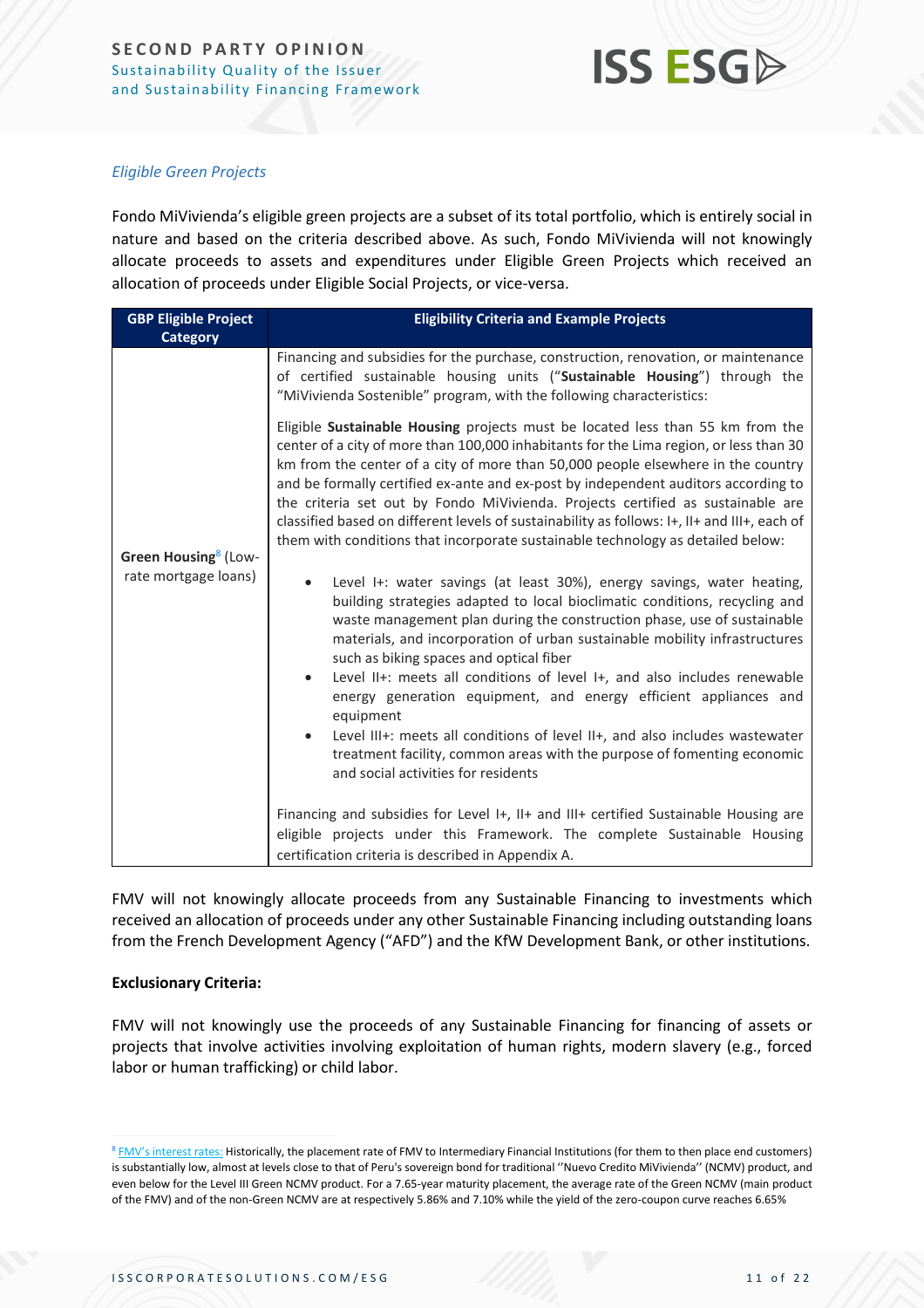*Eligible Green Projects*

Fondo MiVivienda's eligible green projects are a subset of its total portfolio, which is entirely social in nature and based on the criteria described above. As such, Fondo MiVivienda will not knowingly allocate proceeds to assets and expenditures under Eligible Green Projects which received an allocation of proceeds under Eligible Social Projects, or vice-versa.

| GBP Eligible Project Category | Eligibility Criteria and Example Projects |
|---|---|
| **Green Housing**[8] (Low-rate mortgage loans) | Financing and subsidies for the purchase, construction, renovation, or maintenance of certified sustainable housing units ("**Sustainable Housing**") through the "MiVivienda Sostenible" program, with the following characteristics:<br><br>Eligible **Sustainable Housing** projects must be located less than 55 km from the center of a city of more than 100,000 inhabitants for the Lima region, or less than 30 km from the center of a city of more than 50,000 people elsewhere in the country and be formally certified ex-ante and ex-post by independent auditors according to the criteria set out by Fondo MiVivienda. Projects certified as sustainable are classified based on different levels of sustainability as follows: I+, II+ and III+, each of them with conditions that incorporate sustainable technology as detailed below:<br><br>• Level I+: water savings (at least 30%), energy savings, water heating, building strategies adapted to local bioclimatic conditions, recycling and waste management plan during the construction phase, use of sustainable materials, and incorporation of urban sustainable mobility infrastructures such as biking spaces and optical fiber<br>• Level II+: meets all conditions of level I+, and also includes renewable energy generation equipment, and energy efficient appliances and equipment<br>• Level III+: meets all conditions of level II+, and also includes wastewater treatment facility, common areas with the purpose of fomenting economic and social activities for residents<br><br>Financing and subsidies for Level I+, II+ and III+ certified Sustainable Housing are eligible projects under this Framework. The complete Sustainable Housing certification criteria is described in Appendix A. |

FMV will not knowingly allocate proceeds from any Sustainable Financing to investments which received an allocation of proceeds under any other Sustainable Financing including outstanding loans from the French Development Agency ("AFD") and the KfW Development Bank, or other institutions.

**Exclusionary Criteria:**

FMV will not knowingly use the proceeds of any Sustainable Financing for financing of assets or projects that involve activities involving exploitation of human rights, modern slavery (e.g., forced labor or human trafficking) or child labor.

[8] FMV's interest rates: Historically, the placement rate of FMV to Intermediary Financial Institutions (for them to then place end customers) is substantially low, almost at levels close to that of Peru's sovereign bond for traditional "Nuevo Credito MiVivienda" (NCMV) product, and even below for the Level III Green NCMV product. For a 7.65-year maturity placement, the average rate of the Green NCMV (main product of the FMV) and of the non-Green NCMV are at respectively 5.86% and 7.10% while the yield of the zero-coupon curve reaches 6.65%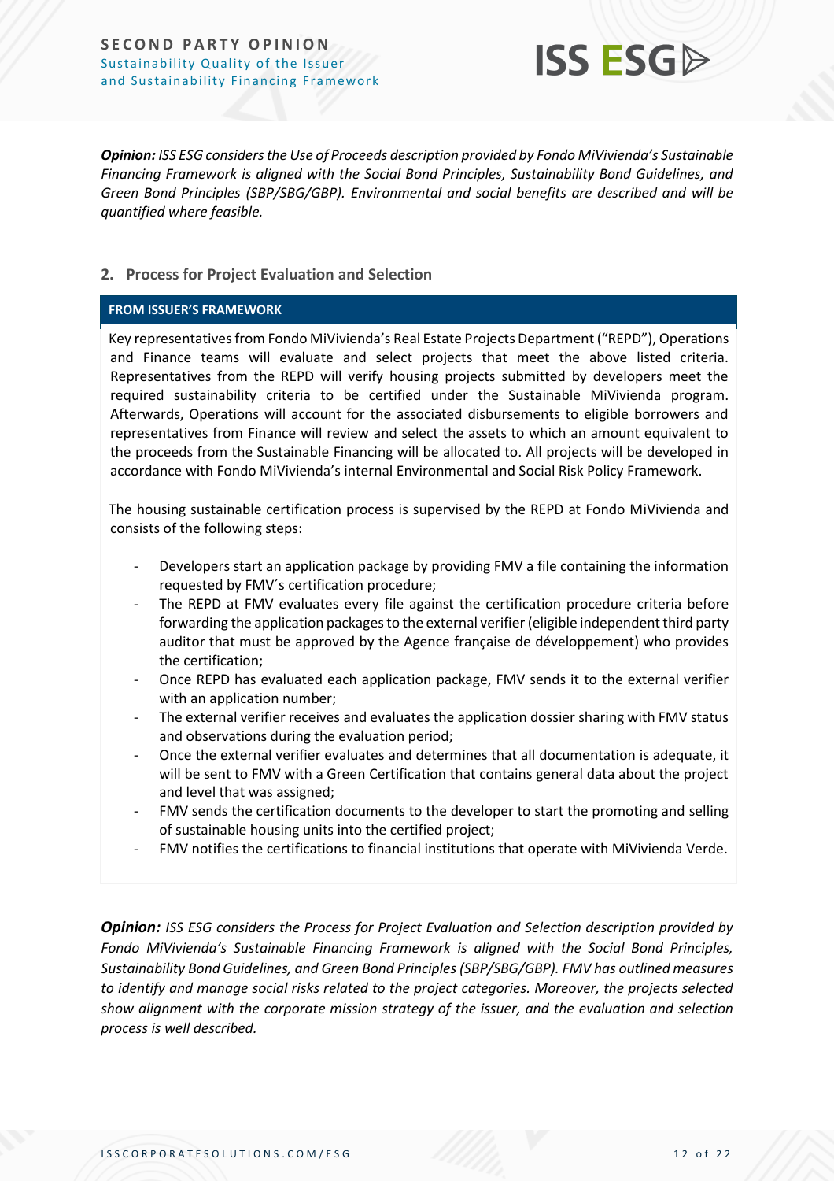***Opinion:*** *ISS ESG considers the Use of Proceeds description provided by Fondo MiVivienda's Sustainable Financing Framework is aligned with the Social Bond Principles, Sustainability Bond Guidelines, and Green Bond Principles (SBP/SBG/GBP). Environmental and social benefits are described and will be quantified where feasible.*

## 2. Process for Project Evaluation and Selection

**FROM ISSUER'S FRAMEWORK**

Key representatives from Fondo MiVivienda's Real Estate Projects Department ("REPD"), Operations and Finance teams will evaluate and select projects that meet the above listed criteria. Representatives from the REPD will verify housing projects submitted by developers meet the required sustainability criteria to be certified under the Sustainable MiVivienda program. Afterwards, Operations will account for the associated disbursements to eligible borrowers and representatives from Finance will review and select the assets to which an amount equivalent to the proceeds from the Sustainable Financing will be allocated to. All projects will be developed in accordance with Fondo MiVivienda's internal Environmental and Social Risk Policy Framework.

The housing sustainable certification process is supervised by the REPD at Fondo MiVivienda and consists of the following steps:

- Developers start an application package by providing FMV a file containing the information requested by FMV´s certification procedure;
- The REPD at FMV evaluates every file against the certification procedure criteria before forwarding the application packages to the external verifier (eligible independent third party auditor that must be approved by the Agence française de développement) who provides the certification;
- Once REPD has evaluated each application package, FMV sends it to the external verifier with an application number;
- The external verifier receives and evaluates the application dossier sharing with FMV status and observations during the evaluation period;
- Once the external verifier evaluates and determines that all documentation is adequate, it will be sent to FMV with a Green Certification that contains general data about the project and level that was assigned;
- FMV sends the certification documents to the developer to start the promoting and selling of sustainable housing units into the certified project;
- FMV notifies the certifications to financial institutions that operate with MiVivienda Verde.

***Opinion:*** *ISS ESG considers the Process for Project Evaluation and Selection description provided by Fondo MiVivienda's Sustainable Financing Framework is aligned with the Social Bond Principles, Sustainability Bond Guidelines, and Green Bond Principles (SBP/SBG/GBP). FMV has outlined measures to identify and manage social risks related to the project categories. Moreover, the projects selected show alignment with the corporate mission strategy of the issuer, and the evaluation and selection process is well described.*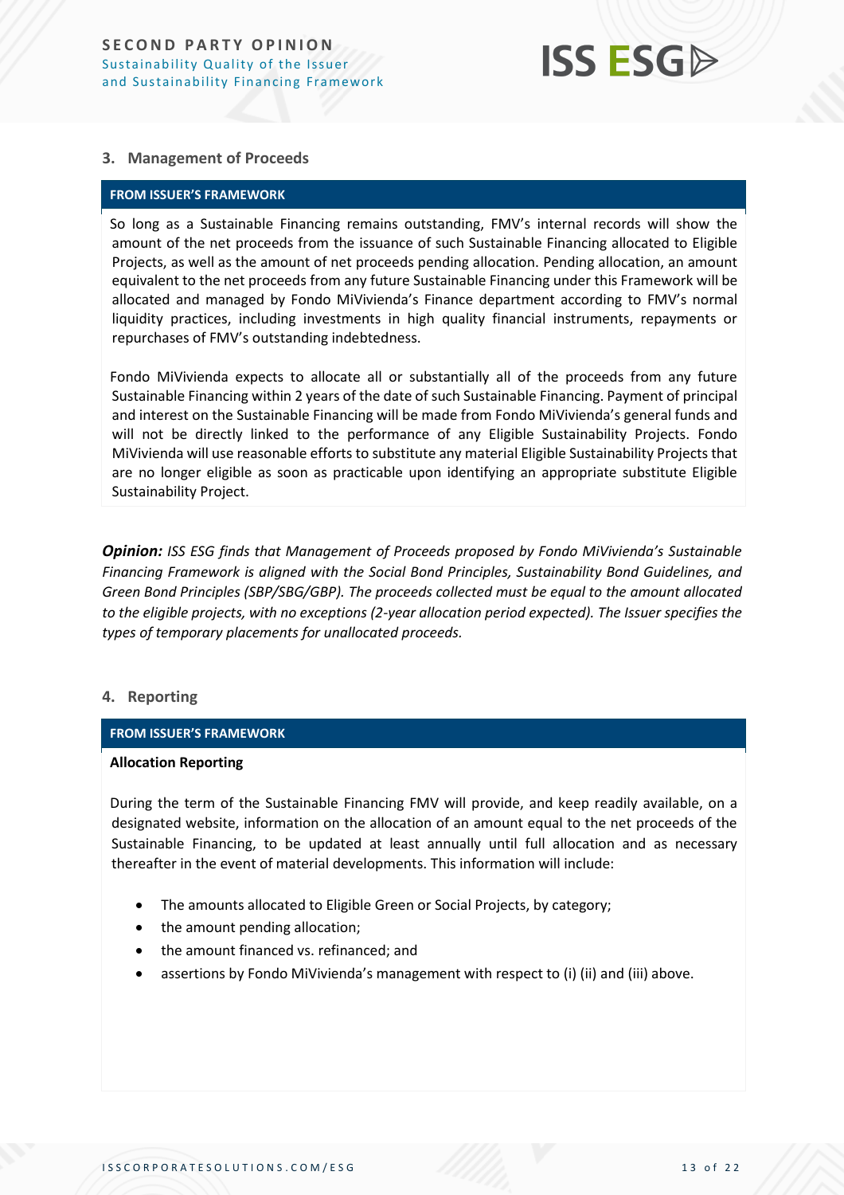### 3. Management of Proceeds

**FROM ISSUER'S FRAMEWORK**

So long as a Sustainable Financing remains outstanding, FMV's internal records will show the amount of the net proceeds from the issuance of such Sustainable Financing allocated to Eligible Projects, as well as the amount of net proceeds pending allocation. Pending allocation, an amount equivalent to the net proceeds from any future Sustainable Financing under this Framework will be allocated and managed by Fondo MiVivienda's Finance department according to FMV's normal liquidity practices, including investments in high quality financial instruments, repayments or repurchases of FMV's outstanding indebtedness.

Fondo MiVivienda expects to allocate all or substantially all of the proceeds from any future Sustainable Financing within 2 years of the date of such Sustainable Financing. Payment of principal and interest on the Sustainable Financing will be made from Fondo MiVivienda's general funds and will not be directly linked to the performance of any Eligible Sustainability Projects. Fondo MiVivienda will use reasonable efforts to substitute any material Eligible Sustainability Projects that are no longer eligible as soon as practicable upon identifying an appropriate substitute Eligible Sustainability Project.

***Opinion:*** *ISS ESG finds that Management of Proceeds proposed by Fondo MiVivienda's Sustainable Financing Framework is aligned with the Social Bond Principles, Sustainability Bond Guidelines, and Green Bond Principles (SBP/SBG/GBP). The proceeds collected must be equal to the amount allocated to the eligible projects, with no exceptions (2-year allocation period expected). The Issuer specifies the types of temporary placements for unallocated proceeds.*

### 4. Reporting

**FROM ISSUER'S FRAMEWORK**

**Allocation Reporting**

During the term of the Sustainable Financing FMV will provide, and keep readily available, on a designated website, information on the allocation of an amount equal to the net proceeds of the Sustainable Financing, to be updated at least annually until full allocation and as necessary thereafter in the event of material developments. This information will include:

- The amounts allocated to Eligible Green or Social Projects, by category;
- the amount pending allocation;
- the amount financed vs. refinanced; and
- assertions by Fondo MiVivienda's management with respect to (i) (ii) and (iii) above.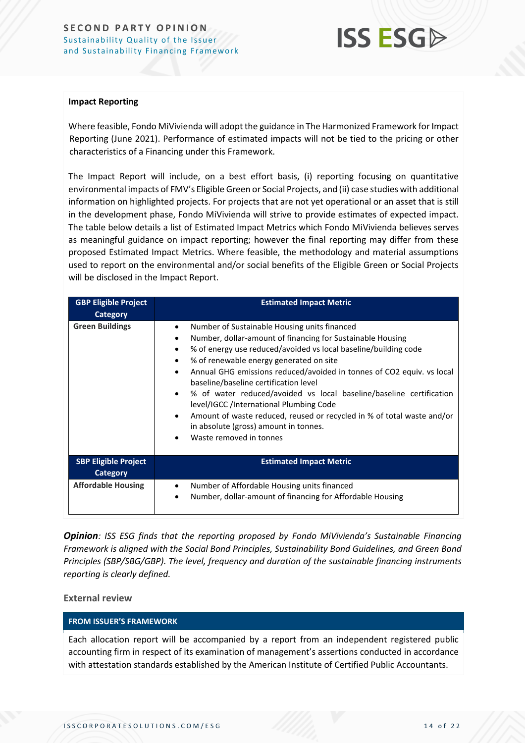**Impact Reporting**

Where feasible, Fondo MiVivienda will adopt the guidance in The Harmonized Framework for Impact Reporting (June 2021). Performance of estimated impacts will not be tied to the pricing or other characteristics of a Financing under this Framework.

The Impact Report will include, on a best effort basis, (i) reporting focusing on quantitative environmental impacts of FMV's Eligible Green or Social Projects, and (ii) case studies with additional information on highlighted projects. For projects that are not yet operational or an asset that is still in the development phase, Fondo MiVivienda will strive to provide estimates of expected impact. The table below details a list of Estimated Impact Metrics which Fondo MiVivienda believes serves as meaningful guidance on impact reporting; however the final reporting may differ from these proposed Estimated Impact Metrics. Where feasible, the methodology and material assumptions used to report on the environmental and/or social benefits of the Eligible Green or Social Projects will be disclosed in the Impact Report.

| GBP Eligible Project Category | Estimated Impact Metric |
|---|---|
| **Green Buildings** | • Number of Sustainable Housing units financed<br>• Number, dollar-amount of financing for Sustainable Housing<br>• % of energy use reduced/avoided vs local baseline/building code<br>• % of renewable energy generated on site<br>• Annual GHG emissions reduced/avoided in tonnes of CO2 equiv. vs local baseline/baseline certification level<br>• % of water reduced/avoided vs local baseline/baseline certification level/IGCC /International Plumbing Code<br>• Amount of waste reduced, reused or recycled in % of total waste and/or in absolute (gross) amount in tonnes.<br>• Waste removed in tonnes |
| **SBP Eligible Project Category** | **Estimated Impact Metric** |
| **Affordable Housing** | • Number of Affordable Housing units financed<br>• Number, dollar-amount of financing for Affordable Housing |

***Opinion**: ISS ESG finds that the reporting proposed by Fondo MiVivienda's Sustainable Financing Framework is aligned with the Social Bond Principles, Sustainability Bond Guidelines, and Green Bond Principles (SBP/SBG/GBP). The level, frequency and duration of the sustainable financing instruments reporting is clearly defined.*

### External review

**FROM ISSUER'S FRAMEWORK**

Each allocation report will be accompanied by a report from an independent registered public accounting firm in respect of its examination of management's assertions conducted in accordance with attestation standards established by the American Institute of Certified Public Accountants.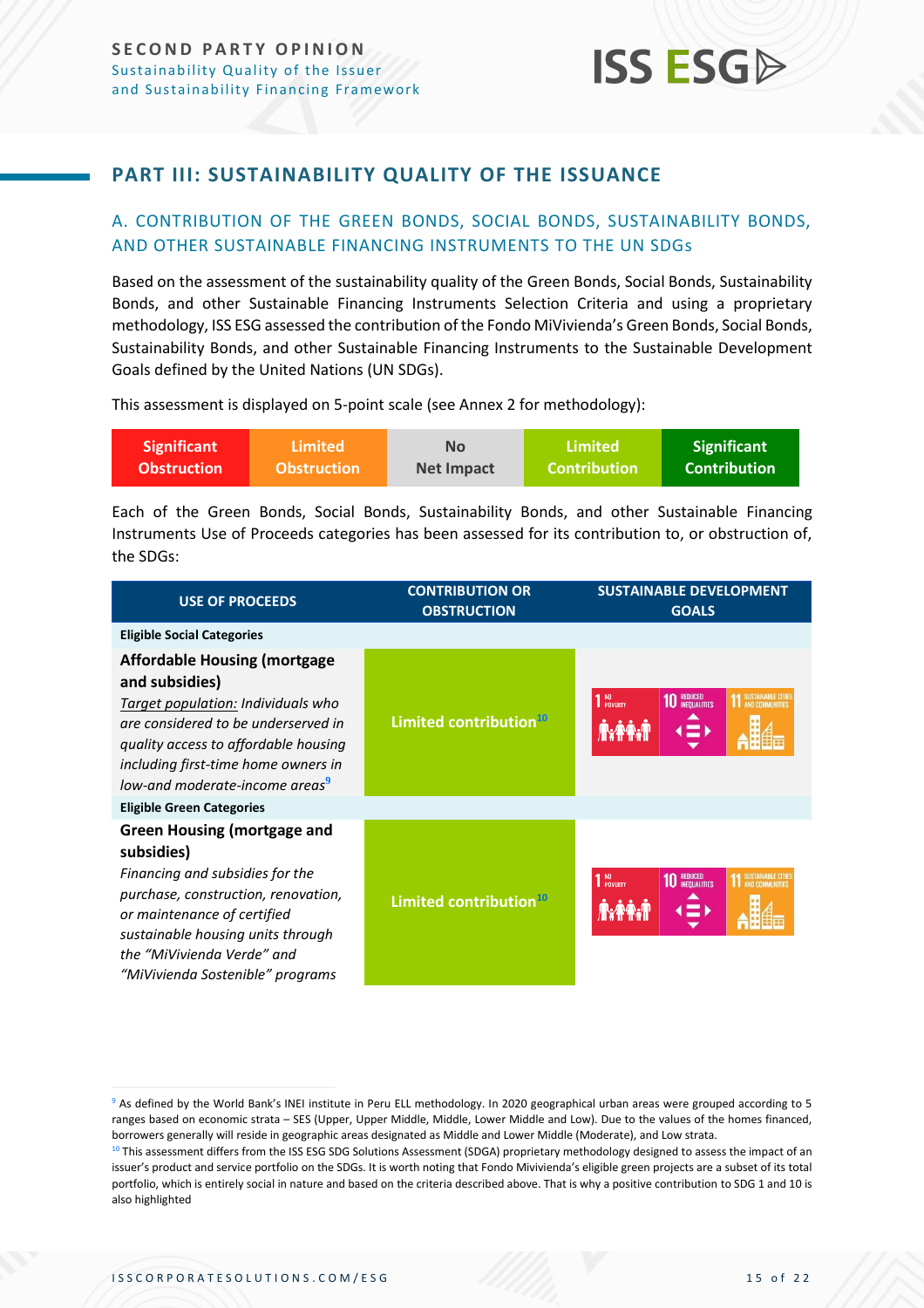## PART III: SUSTAINABILITY QUALITY OF THE ISSUANCE

### A. CONTRIBUTION OF THE GREEN BONDS, SOCIAL BONDS, SUSTAINABILITY BONDS, AND OTHER SUSTAINABLE FINANCING INSTRUMENTS TO THE UN SDGs

Based on the assessment of the sustainability quality of the Green Bonds, Social Bonds, Sustainability Bonds, and other Sustainable Financing Instruments Selection Criteria and using a proprietary methodology, ISS ESG assessed the contribution of the Fondo MiVivienda's Green Bonds, Social Bonds, Sustainability Bonds, and other Sustainable Financing Instruments to the Sustainable Development Goals defined by the United Nations (UN SDGs).

This assessment is displayed on 5-point scale (see Annex 2 for methodology):

| Significant Obstruction | Limited Obstruction | No Net Impact | Limited Contribution | Significant Contribution |
|---|---|---|---|---|

Each of the Green Bonds, Social Bonds, Sustainability Bonds, and other Sustainable Financing Instruments Use of Proceeds categories has been assessed for its contribution to, or obstruction of, the SDGs:

| USE OF PROCEEDS | CONTRIBUTION OR OBSTRUCTION | SUSTAINABLE DEVELOPMENT GOALS |
|---|---|---|
| **Eligible Social Categories** | | |
| **Affordable Housing (mortgage and subsidies)**<br>*Target population: Individuals who are considered to be underserved in quality access to affordable housing including first-time home owners in low-and moderate-income areas*[9] | Limited contribution[10] | 1 NO POVERTY; 10 REDUCED INEQUALITIES; 11 SUSTAINABLE CITIES AND COMMUNITIES |
| **Eligible Green Categories** | | |
| **Green Housing (mortgage and subsidies)**<br>*Financing and subsidies for the purchase, construction, renovation, or maintenance of certified sustainable housing units through the "MiVivienda Verde" and "MiVivienda Sostenible" programs* | Limited contribution[10] | 1 NO POVERTY; 10 REDUCED INEQUALITIES; 11 SUSTAINABLE CITIES AND COMMUNITIES |

[9] As defined by the World Bank's INEI institute in Peru ELL methodology. In 2020 geographical urban areas were grouped according to 5 ranges based on economic strata – SES (Upper, Upper Middle, Middle, Lower Middle and Low). Due to the values of the homes financed, borrowers generally will reside in geographic areas designated as Middle and Lower Middle (Moderate), and Low strata.

[10] This assessment differs from the ISS ESG SDG Solutions Assessment (SDGA) proprietary methodology designed to assess the impact of an issuer's product and service portfolio on the SDGs. It is worth noting that Fondo Mivivienda's eligible green projects are a subset of its total portfolio, which is entirely social in nature and based on the criteria described above. That is why a positive contribution to SDG 1 and 10 is also highlighted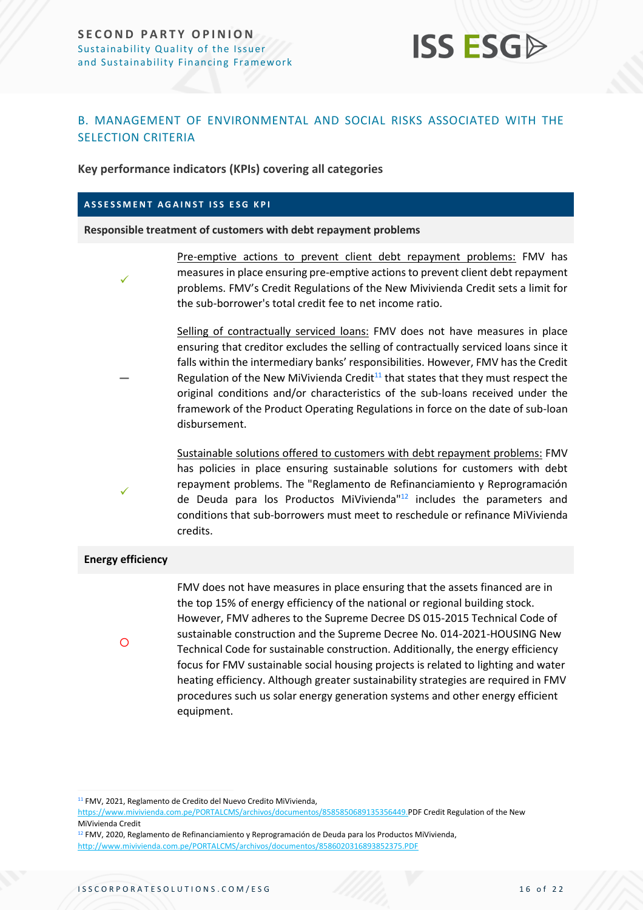## B. MANAGEMENT OF ENVIRONMENTAL AND SOCIAL RISKS ASSOCIATED WITH THE SELECTION CRITERIA

**Key performance indicators (KPIs) covering all categories**

| ASSESSMENT AGAINST ISS ESG KPI | |
|---|---|
| **Responsible treatment of customers with debt repayment problems** | |
| ✓ | Pre-emptive actions to prevent client debt repayment problems: FMV has measures in place ensuring pre-emptive actions to prevent client debt repayment problems. FMV's Credit Regulations of the New Mivivienda Credit sets a limit for the sub-borrower's total credit fee to net income ratio. |
| – | Selling of contractually serviced loans: FMV does not have measures in place ensuring that creditor excludes the selling of contractually serviced loans since it falls within the intermediary banks' responsibilities. However, FMV has the Credit Regulation of the New MiVivienda Credit[11] that states that they must respect the original conditions and/or characteristics of the sub-loans received under the framework of the Product Operating Regulations in force on the date of sub-loan disbursement. |
| ✓ | Sustainable solutions offered to customers with debt repayment problems: FMV has policies in place ensuring sustainable solutions for customers with debt repayment problems. The "Reglamento de Refinanciamiento y Reprogramación de Deuda para los Productos MiVivienda"[12] includes the parameters and conditions that sub-borrowers must meet to reschedule or refinance MiVivienda credits. |
| **Energy efficiency** | |
| ○ | FMV does not have measures in place ensuring that the assets financed are in the top 15% of energy efficiency of the national or regional building stock. However, FMV adheres to the Supreme Decree DS 015-2015 Technical Code of sustainable construction and the Supreme Decree No. 014-2021-HOUSING New Technical Code for sustainable construction. Additionally, the energy efficiency focus for FMV sustainable social housing projects is related to lighting and water heating efficiency. Although greater sustainability strategies are required in FMV procedures such us solar energy generation systems and other energy efficient equipment. |

[11] FMV, 2021, Reglamento de Credito del Nuevo Credito MiVivienda, https://www.mivivienda.com.pe/PORTALCMS/archivos/documentos/8585850689135356449.PDF Credit Regulation of the New MiVivienda Credit

[12] FMV, 2020, Reglamento de Refinanciamiento y Reprogramación de Deuda para los Productos MiVivienda, http://www.mivivienda.com.pe/PORTALCMS/archivos/documentos/8586020316893852375.PDF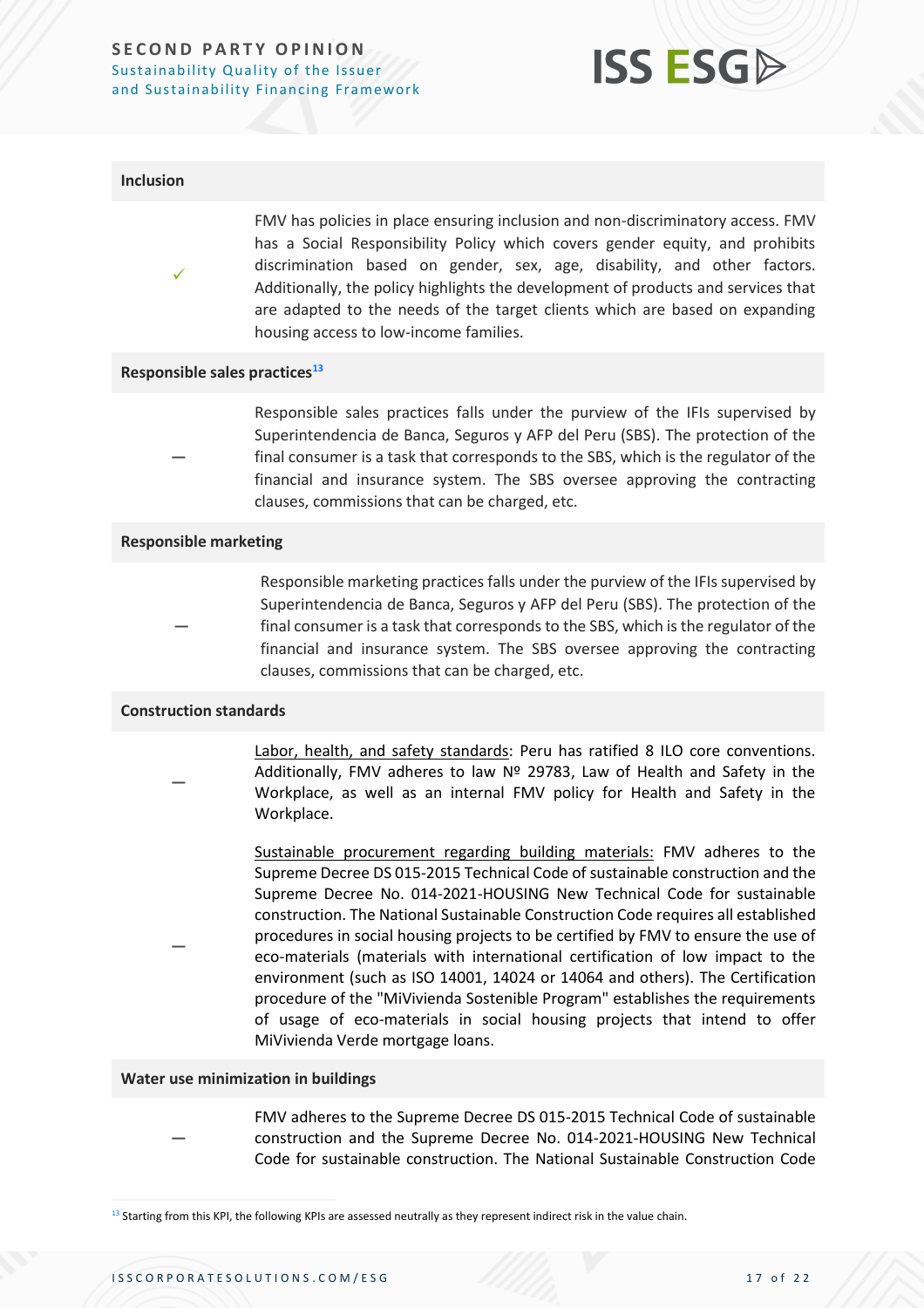| | |
|---|---|
| **Inclusion** | |
| ✓ | FMV has policies in place ensuring inclusion and non-discriminatory access. FMV has a Social Responsibility Policy which covers gender equity, and prohibits discrimination based on gender, sex, age, disability, and other factors. Additionally, the policy highlights the development of products and services that are adapted to the needs of the target clients which are based on expanding housing access to low-income families. |
| **Responsible sales practices**[13] | |
| — | Responsible sales practices falls under the purview of the IFIs supervised by Superintendencia de Banca, Seguros y AFP del Peru (SBS). The protection of the final consumer is a task that corresponds to the SBS, which is the regulator of the financial and insurance system. The SBS oversee approving the contracting clauses, commissions that can be charged, etc. |
| **Responsible marketing** | |
| — | Responsible marketing practices falls under the purview of the IFIs supervised by Superintendencia de Banca, Seguros y AFP del Peru (SBS). The protection of the final consumer is a task that corresponds to the SBS, which is the regulator of the financial and insurance system. The SBS oversee approving the contracting clauses, commissions that can be charged, etc. |
| **Construction standards** | |
| — | <u>Labor, health, and safety standards</u>: Peru has ratified 8 ILO core conventions. Additionally, FMV adheres to law Nº 29783, Law of Health and Safety in the Workplace, as well as an internal FMV policy for Health and Safety in the Workplace. |
| — | <u>Sustainable procurement regarding building materials:</u> FMV adheres to the Supreme Decree DS 015-2015 Technical Code of sustainable construction and the Supreme Decree No. 014-2021-HOUSING New Technical Code for sustainable construction. The National Sustainable Construction Code requires all established procedures in social housing projects to be certified by FMV to ensure the use of eco-materials (materials with international certification of low impact to the environment (such as ISO 14001, 14024 or 14064 and others). The Certification procedure of the "MiVivienda Sostenible Program" establishes the requirements of usage of eco-materials in social housing projects that intend to offer MiVivienda Verde mortgage loans. |
| **Water use minimization in buildings** | |
| — | FMV adheres to the Supreme Decree DS 015-2015 Technical Code of sustainable construction and the Supreme Decree No. 014-2021-HOUSING New Technical Code for sustainable construction. The National Sustainable Construction Code |

[13] Starting from this KPI, the following KPIs are assessed neutrally as they represent indirect risk in the value chain.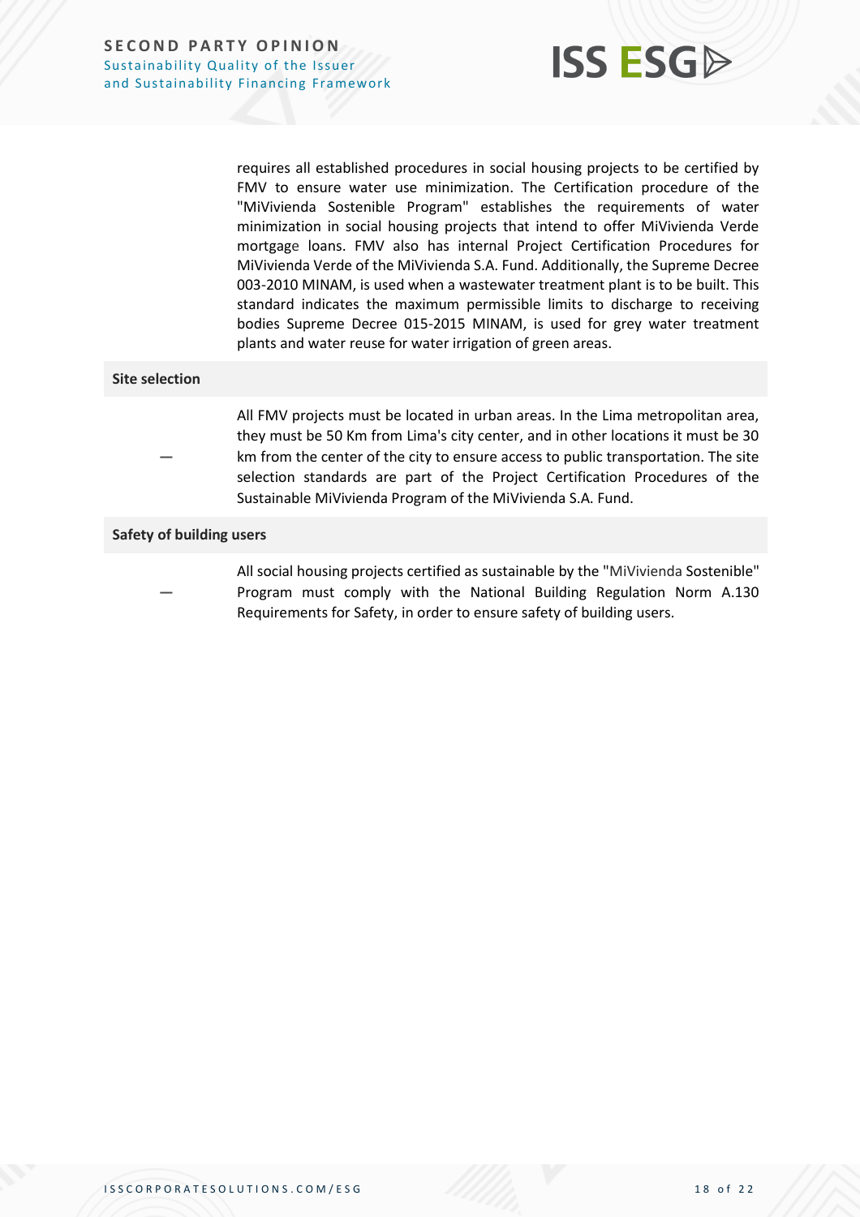requires all established procedures in social housing projects to be certified by FMV to ensure water use minimization. The Certification procedure of the "MiVivienda Sostenible Program" establishes the requirements of water minimization in social housing projects that intend to offer MiVivienda Verde mortgage loans. FMV also has internal Project Certification Procedures for MiVivienda Verde of the MiVivienda S.A. Fund. Additionally, the Supreme Decree 003-2010 MINAM, is used when a wastewater treatment plant is to be built. This standard indicates the maximum permissible limits to discharge to receiving bodies Supreme Decree 015-2015 MINAM, is used for grey water treatment plants and water reuse for water irrigation of green areas.

| **Site selection** | |
|---|---|
| — | All FMV projects must be located in urban areas. In the Lima metropolitan area, they must be 50 Km from Lima's city center, and in other locations it must be 30 km from the center of the city to ensure access to public transportation. The site selection standards are part of the Project Certification Procedures of the Sustainable MiVivienda Program of the MiVivienda S.A. Fund. |

| **Safety of building users** | |
|---|---|
| — | All social housing projects certified as sustainable by the "MiVivienda Sostenible" Program must comply with the National Building Regulation Norm A.130 Requirements for Safety, in order to ensure safety of building users. |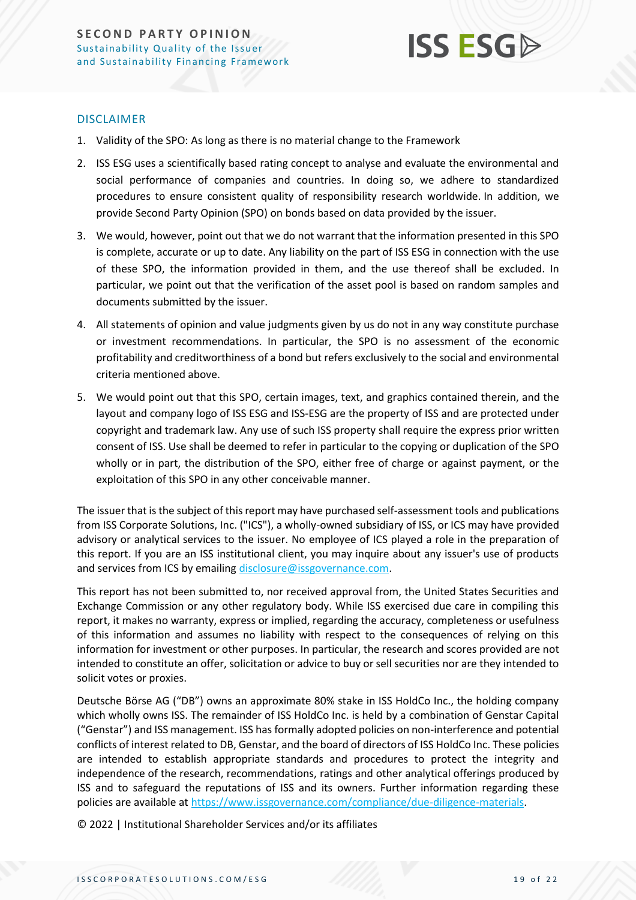## DISCLAIMER

1. Validity of the SPO: As long as there is no material change to the Framework
2. ISS ESG uses a scientifically based rating concept to analyse and evaluate the environmental and social performance of companies and countries. In doing so, we adhere to standardized procedures to ensure consistent quality of responsibility research worldwide. In addition, we provide Second Party Opinion (SPO) on bonds based on data provided by the issuer.
3. We would, however, point out that we do not warrant that the information presented in this SPO is complete, accurate or up to date. Any liability on the part of ISS ESG in connection with the use of these SPO, the information provided in them, and the use thereof shall be excluded. In particular, we point out that the verification of the asset pool is based on random samples and documents submitted by the issuer.
4. All statements of opinion and value judgments given by us do not in any way constitute purchase or investment recommendations. In particular, the SPO is no assessment of the economic profitability and creditworthiness of a bond but refers exclusively to the social and environmental criteria mentioned above.
5. We would point out that this SPO, certain images, text, and graphics contained therein, and the layout and company logo of ISS ESG and ISS-ESG are the property of ISS and are protected under copyright and trademark law. Any use of such ISS property shall require the express prior written consent of ISS. Use shall be deemed to refer in particular to the copying or duplication of the SPO wholly or in part, the distribution of the SPO, either free of charge or against payment, or the exploitation of this SPO in any other conceivable manner.

The issuer that is the subject of this report may have purchased self-assessment tools and publications from ISS Corporate Solutions, Inc. ("ICS"), a wholly-owned subsidiary of ISS, or ICS may have provided advisory or analytical services to the issuer. No employee of ICS played a role in the preparation of this report. If you are an ISS institutional client, you may inquire about any issuer's use of products and services from ICS by emailing disclosure@issgovernance.com.

This report has not been submitted to, nor received approval from, the United States Securities and Exchange Commission or any other regulatory body. While ISS exercised due care in compiling this report, it makes no warranty, express or implied, regarding the accuracy, completeness or usefulness of this information and assumes no liability with respect to the consequences of relying on this information for investment or other purposes. In particular, the research and scores provided are not intended to constitute an offer, solicitation or advice to buy or sell securities nor are they intended to solicit votes or proxies.

Deutsche Börse AG ("DB") owns an approximate 80% stake in ISS HoldCo Inc., the holding company which wholly owns ISS. The remainder of ISS HoldCo Inc. is held by a combination of Genstar Capital ("Genstar") and ISS management. ISS has formally adopted policies on non-interference and potential conflicts of interest related to DB, Genstar, and the board of directors of ISS HoldCo Inc. These policies are intended to establish appropriate standards and procedures to protect the integrity and independence of the research, recommendations, ratings and other analytical offerings produced by ISS and to safeguard the reputations of ISS and its owners. Further information regarding these policies are available at https://www.issgovernance.com/compliance/due-diligence-materials.

© 2022 | Institutional Shareholder Services and/or its affiliates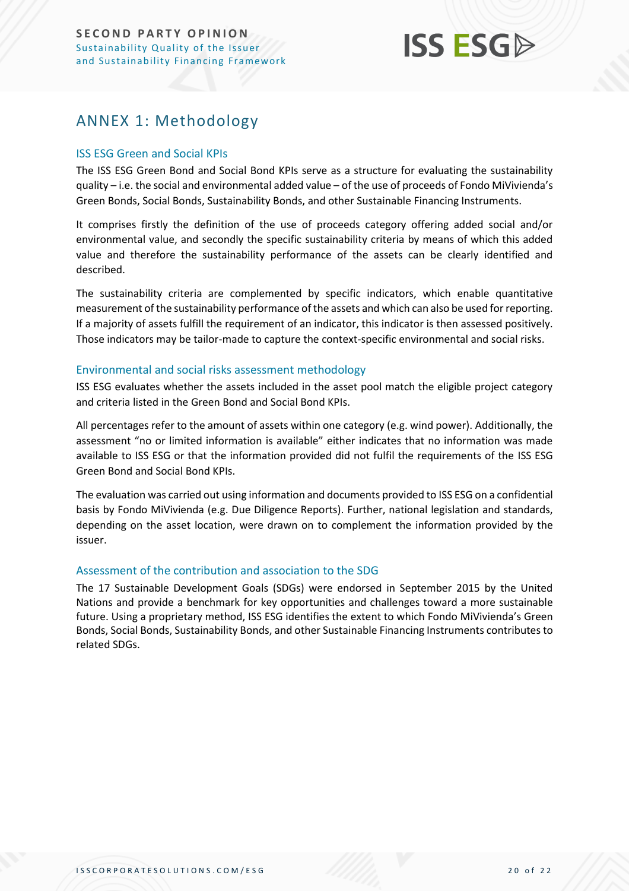# ANNEX 1: Methodology

## ISS ESG Green and Social KPIs

The ISS ESG Green Bond and Social Bond KPIs serve as a structure for evaluating the sustainability quality – i.e. the social and environmental added value – of the use of proceeds of Fondo MiVivienda's Green Bonds, Social Bonds, Sustainability Bonds, and other Sustainable Financing Instruments.

It comprises firstly the definition of the use of proceeds category offering added social and/or environmental value, and secondly the specific sustainability criteria by means of which this added value and therefore the sustainability performance of the assets can be clearly identified and described.

The sustainability criteria are complemented by specific indicators, which enable quantitative measurement of the sustainability performance of the assets and which can also be used for reporting. If a majority of assets fulfill the requirement of an indicator, this indicator is then assessed positively. Those indicators may be tailor-made to capture the context-specific environmental and social risks.

## Environmental and social risks assessment methodology

ISS ESG evaluates whether the assets included in the asset pool match the eligible project category and criteria listed in the Green Bond and Social Bond KPIs.

All percentages refer to the amount of assets within one category (e.g. wind power). Additionally, the assessment "no or limited information is available" either indicates that no information was made available to ISS ESG or that the information provided did not fulfil the requirements of the ISS ESG Green Bond and Social Bond KPIs.

The evaluation was carried out using information and documents provided to ISS ESG on a confidential basis by Fondo MiVivienda (e.g. Due Diligence Reports). Further, national legislation and standards, depending on the asset location, were drawn on to complement the information provided by the issuer.

## Assessment of the contribution and association to the SDG

The 17 Sustainable Development Goals (SDGs) were endorsed in September 2015 by the United Nations and provide a benchmark for key opportunities and challenges toward a more sustainable future. Using a proprietary method, ISS ESG identifies the extent to which Fondo MiVivienda's Green Bonds, Social Bonds, Sustainability Bonds, and other Sustainable Financing Instruments contributes to related SDGs.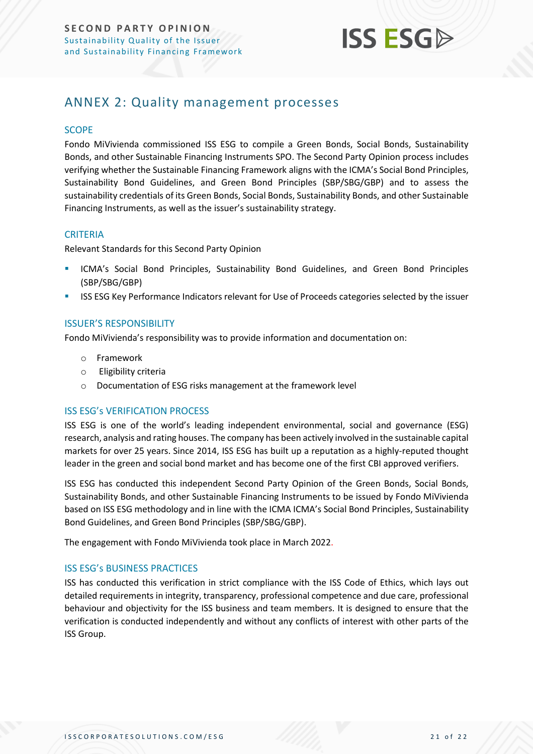## ANNEX 2: Quality management processes

### SCOPE

Fondo MiVivienda commissioned ISS ESG to compile a Green Bonds, Social Bonds, Sustainability Bonds, and other Sustainable Financing Instruments SPO. The Second Party Opinion process includes verifying whether the Sustainable Financing Framework aligns with the ICMA's Social Bond Principles, Sustainability Bond Guidelines, and Green Bond Principles (SBP/SBG/GBP) and to assess the sustainability credentials of its Green Bonds, Social Bonds, Sustainability Bonds, and other Sustainable Financing Instruments, as well as the issuer's sustainability strategy.

### CRITERIA

Relevant Standards for this Second Party Opinion

- ICMA's Social Bond Principles, Sustainability Bond Guidelines, and Green Bond Principles (SBP/SBG/GBP)
- ISS ESG Key Performance Indicators relevant for Use of Proceeds categories selected by the issuer

### ISSUER'S RESPONSIBILITY

Fondo MiVivienda's responsibility was to provide information and documentation on:

- Framework
- Eligibility criteria
- Documentation of ESG risks management at the framework level

### ISS ESG's VERIFICATION PROCESS

ISS ESG is one of the world's leading independent environmental, social and governance (ESG) research, analysis and rating houses. The company has been actively involved in the sustainable capital markets for over 25 years. Since 2014, ISS ESG has built up a reputation as a highly-reputed thought leader in the green and social bond market and has become one of the first CBI approved verifiers.

ISS ESG has conducted this independent Second Party Opinion of the Green Bonds, Social Bonds, Sustainability Bonds, and other Sustainable Financing Instruments to be issued by Fondo MiVivienda based on ISS ESG methodology and in line with the ICMA ICMA's Social Bond Principles, Sustainability Bond Guidelines, and Green Bond Principles (SBP/SBG/GBP).

The engagement with Fondo MiVivienda took place in March 2022.

### ISS ESG's BUSINESS PRACTICES

ISS has conducted this verification in strict compliance with the ISS Code of Ethics, which lays out detailed requirements in integrity, transparency, professional competence and due care, professional behaviour and objectivity for the ISS business and team members. It is designed to ensure that the verification is conducted independently and without any conflicts of interest with other parts of the ISS Group.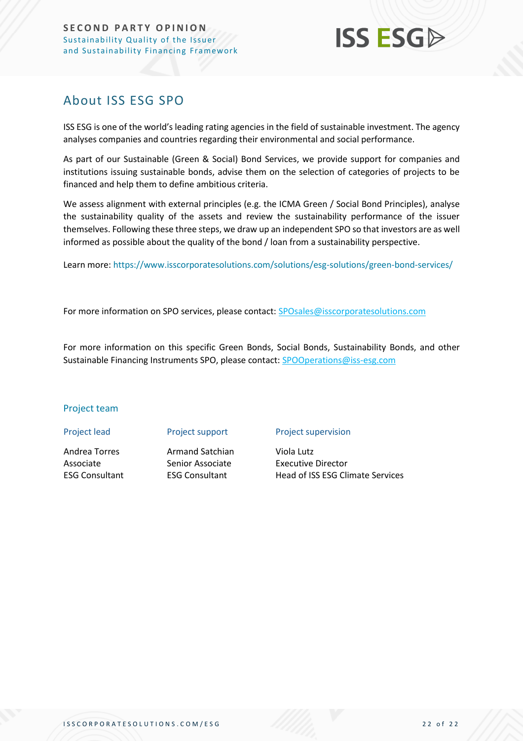## About ISS ESG SPO

ISS ESG is one of the world's leading rating agencies in the field of sustainable investment. The agency analyses companies and countries regarding their environmental and social performance.

As part of our Sustainable (Green & Social) Bond Services, we provide support for companies and institutions issuing sustainable bonds, advise them on the selection of categories of projects to be financed and help them to define ambitious criteria.

We assess alignment with external principles (e.g. the ICMA Green / Social Bond Principles), analyse the sustainability quality of the assets and review the sustainability performance of the issuer themselves. Following these three steps, we draw up an independent SPO so that investors are as well informed as possible about the quality of the bond / loan from a sustainability perspective.

Learn more: https://www.isscorporatesolutions.com/solutions/esg-solutions/green-bond-services/

For more information on SPO services, please contact: SPOsales@isscorporatesolutions.com

For more information on this specific Green Bonds, Social Bonds, Sustainability Bonds, and other Sustainable Financing Instruments SPO, please contact: SPOOperations@iss-esg.com

### Project team

| Project lead | Project support | Project supervision |
|---|---|---|
| Andrea Torres<br>Associate<br>ESG Consultant | Armand Satchian<br>Senior Associate<br>ESG Consultant | Viola Lutz<br>Executive Director<br>Head of ISS ESG Climate Services |